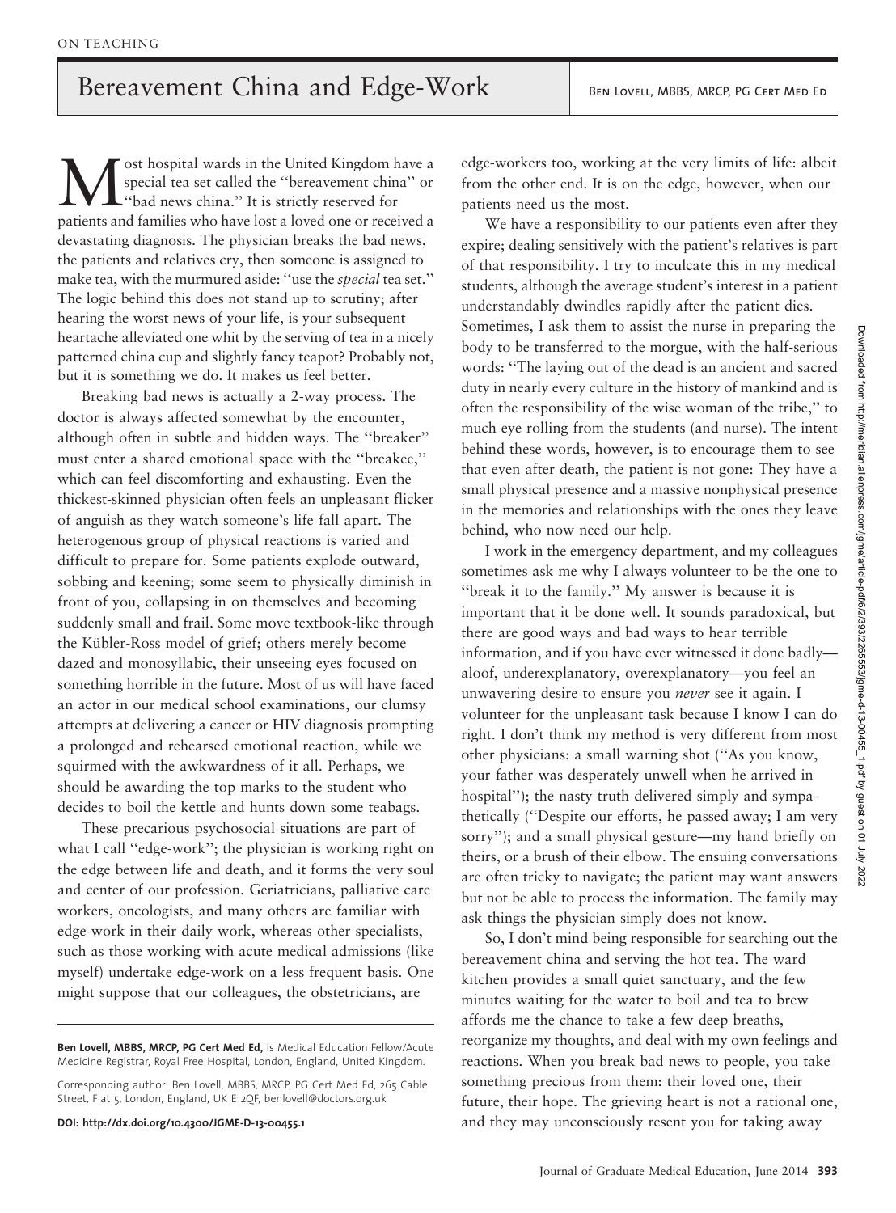ON TEACHING

# Bereavement China and Edge-Work

Ben Lovell, MBBS, MRCP, PG Cert Med Ed

Most hospital wards in the United Kingdom have a special tea set called the "bereavement china" or "bad news china." It is strictly reserved for patients and families who have lost a loved one or received a devastating diagnosis. The physician breaks the bad news, the patients and relatives cry, then someone is assigned to make tea, with the murmured aside: "use the *special* tea set." The logic behind this does not stand up to scrutiny; after hearing the worst news of your life, is your subsequent heartache alleviated one whit by the serving of tea in a nicely patterned china cup and slightly fancy teapot? Probably not, but it is something we do. It makes us feel better.

Breaking bad news is actually a 2-way process. The doctor is always affected somewhat by the encounter, although often in subtle and hidden ways. The "breaker" must enter a shared emotional space with the "breakee," which can feel discomforting and exhausting. Even the thickest-skinned physician often feels an unpleasant flicker of anguish as they watch someone's life fall apart. The heterogenous group of physical reactions is varied and difficult to prepare for. Some patients explode outward, sobbing and keening; some seem to physically diminish in front of you, collapsing in on themselves and becoming suddenly small and frail. Some move textbook-like through the Kübler-Ross model of grief; others merely become dazed and monosyllabic, their unseeing eyes focused on something horrible in the future. Most of us will have faced an actor in our medical school examinations, our clumsy attempts at delivering a cancer or HIV diagnosis prompting a prolonged and rehearsed emotional reaction, while we squirmed with the awkwardness of it all. Perhaps, we should be awarding the top marks to the student who decides to boil the kettle and hunts down some teabags.

These precarious psychosocial situations are part of what I call "edge-work"; the physician is working right on the edge between life and death, and it forms the very soul and center of our profession. Geriatricians, palliative care workers, oncologists, and many others are familiar with edge-work in their daily work, whereas other specialists, such as those working with acute medical admissions (like myself) undertake edge-work on a less frequent basis. One might suppose that our colleagues, the obstetricians, are edge-workers too, working at the very limits of life: albeit from the other end. It is on the edge, however, when our patients need us the most.

We have a responsibility to our patients even after they expire; dealing sensitively with the patient's relatives is part of that responsibility. I try to inculcate this in my medical students, although the average student's interest in a patient understandably dwindles rapidly after the patient dies. Sometimes, I ask them to assist the nurse in preparing the body to be transferred to the morgue, with the half-serious words: "The laying out of the dead is an ancient and sacred duty in nearly every culture in the history of mankind and is often the responsibility of the wise woman of the tribe," to much eye rolling from the students (and nurse). The intent behind these words, however, is to encourage them to see that even after death, the patient is not gone: They have a small physical presence and a massive nonphysical presence in the memories and relationships with the ones they leave behind, who now need our help.

I work in the emergency department, and my colleagues sometimes ask me why I always volunteer to be the one to "break it to the family." My answer is because it is important that it be done well. It sounds paradoxical, but there are good ways and bad ways to hear terrible information, and if you have ever witnessed it done badly—aloof, underexplanatory, overexplanatory—you feel an unwavering desire to ensure you *never* see it again. I volunteer for the unpleasant task because I know I can do right. I don't think my method is very different from most other physicians: a small warning shot ("As you know, your father was desperately unwell when he arrived in hospital"); the nasty truth delivered simply and sympathetically ("Despite our efforts, he passed away; I am very sorry"); and a small physical gesture—my hand briefly on theirs, or a brush of their elbow. The ensuing conversations are often tricky to navigate; the patient may want answers but not be able to process the information. The family may ask things the physician simply does not know.

So, I don't mind being responsible for searching out the bereavement china and serving the hot tea. The ward kitchen provides a small quiet sanctuary, and the few minutes waiting for the water to boil and tea to brew affords me the chance to take a few deep breaths, reorganize my thoughts, and deal with my own feelings and reactions. When you break bad news to people, you take something precious from them: their loved one, their future, their hope. The grieving heart is not a rational one, and they may unconsciously resent you for taking away

---

**Ben Lovell, MBBS, MRCP, PG Cert Med Ed,** is Medical Education Fellow/Acute Medicine Registrar, Royal Free Hospital, London, England, United Kingdom.

Corresponding author: Ben Lovell, MBBS, MRCP, PG Cert Med Ed, 265 Cable Street, Flat 5, London, England, UK E12QF, benlovell@doctors.org.uk

**DOI: http://dx.doi.org/10.4300/JGME-D-13-00455.1**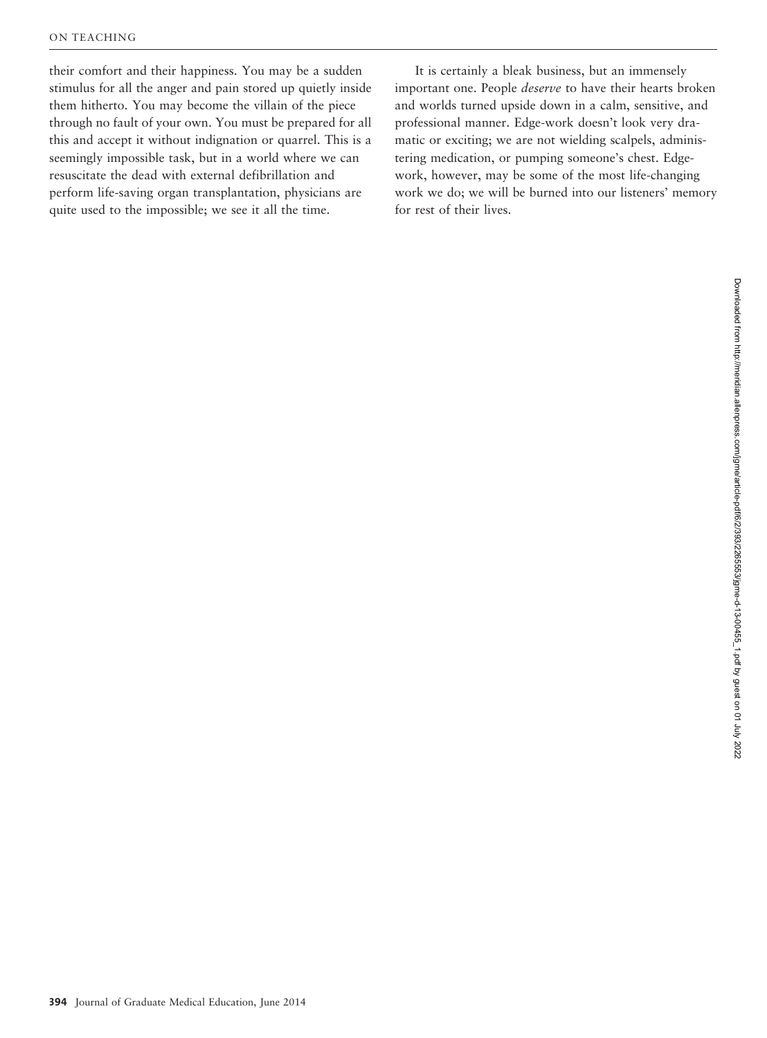their comfort and their happiness. You may be a sudden stimulus for all the anger and pain stored up quietly inside them hitherto. You may become the villain of the piece through no fault of your own. You must be prepared for all this and accept it without indignation or quarrel. This is a seemingly impossible task, but in a world where we can resuscitate the dead with external defibrillation and perform life-saving organ transplantation, physicians are quite used to the impossible; we see it all the time.

It is certainly a bleak business, but an immensely important one. People *deserve* to have their hearts broken and worlds turned upside down in a calm, sensitive, and professional manner. Edge-work doesn't look very dramatic or exciting; we are not wielding scalpels, administering medication, or pumping someone's chest. Edge-work, however, may be some of the most life-changing work we do; we will be burned into our listeners' memory for rest of their lives.